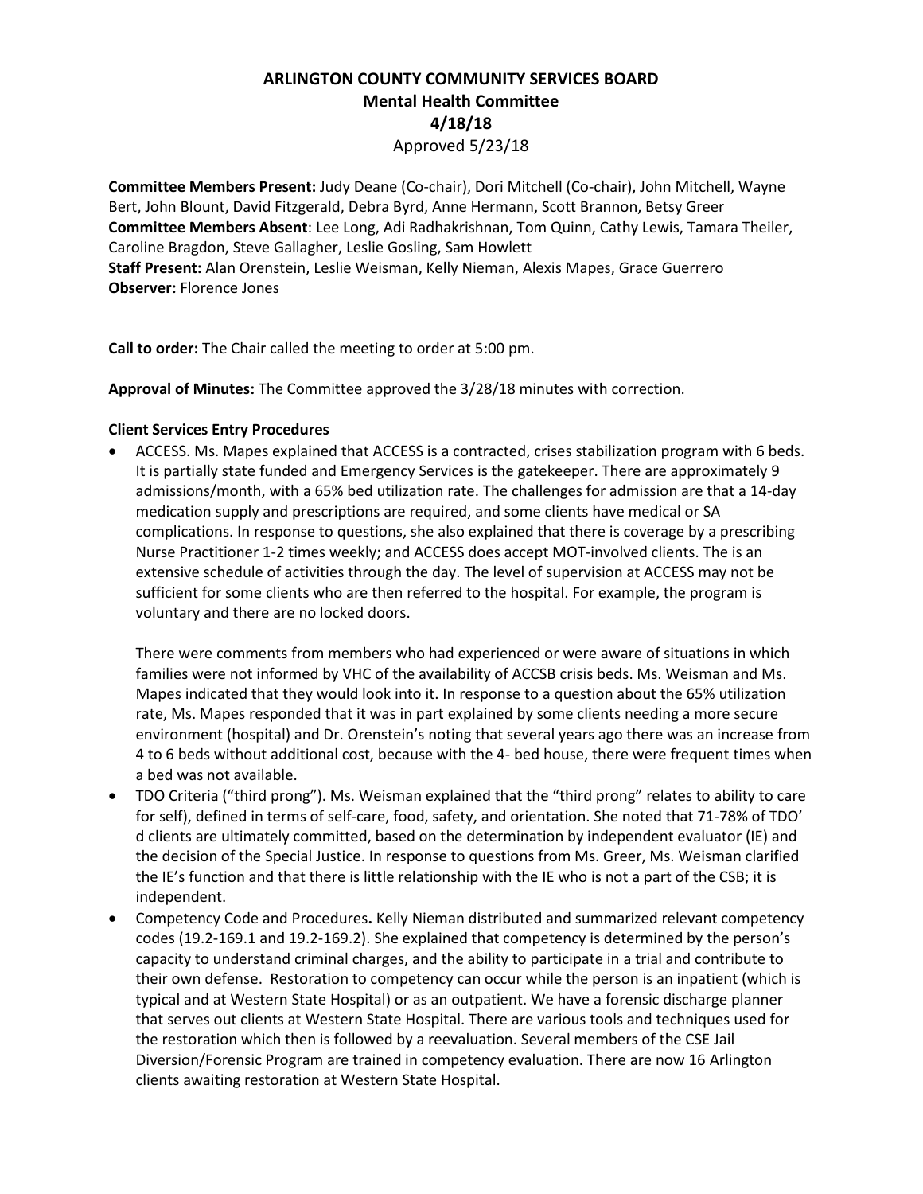# ARLINGTON COUNTY COMMUNITY SERVICES BOARD

## Mental Health Committee

## 4/18/18

Approved 5/23/18

**Committee Members Present:** Judy Deane (Co-chair), Dori Mitchell (Co-chair), John Mitchell, Wayne Bert, John Blount, David Fitzgerald, Debra Byrd, Anne Hermann, Scott Brannon, Betsy Greer
**Committee Members Absent**: Lee Long, Adi Radhakrishnan, Tom Quinn, Cathy Lewis, Tamara Theiler, Caroline Bragdon, Steve Gallagher, Leslie Gosling, Sam Howlett
**Staff Present:** Alan Orenstein, Leslie Weisman, Kelly Nieman, Alexis Mapes, Grace Guerrero
**Observer:** Florence Jones

**Call to order:** The Chair called the meeting to order at 5:00 pm.

**Approval of Minutes:** The Committee approved the 3/28/18 minutes with correction.

**Client Services Entry Procedures**

- ACCESS. Ms. Mapes explained that ACCESS is a contracted, crises stabilization program with 6 beds. It is partially state funded and Emergency Services is the gatekeeper. There are approximately 9 admissions/month, with a 65% bed utilization rate. The challenges for admission are that a 14-day medication supply and prescriptions are required, and some clients have medical or SA complications. In response to questions, she also explained that there is coverage by a prescribing Nurse Practitioner 1-2 times weekly; and ACCESS does accept MOT-involved clients. The is an extensive schedule of activities through the day. The level of supervision at ACCESS may not be sufficient for some clients who are then referred to the hospital. For example, the program is voluntary and there are no locked doors.

  There were comments from members who had experienced or were aware of situations in which families were not informed by VHC of the availability of ACCSB crisis beds. Ms. Weisman and Ms. Mapes indicated that they would look into it. In response to a question about the 65% utilization rate, Ms. Mapes responded that it was in part explained by some clients needing a more secure environment (hospital) and Dr. Orenstein's noting that several years ago there was an increase from 4 to 6 beds without additional cost, because with the 4- bed house, there were frequent times when a bed was not available.
- TDO Criteria ("third prong"). Ms. Weisman explained that the "third prong" relates to ability to care for self), defined in terms of self-care, food, safety, and orientation. She noted that 71-78% of TDO' d clients are ultimately committed, based on the determination by independent evaluator (IE) and the decision of the Special Justice. In response to questions from Ms. Greer, Ms. Weisman clarified the IE's function and that there is little relationship with the IE who is not a part of the CSB; it is independent.
- Competency Code and Procedures**.** Kelly Nieman distributed and summarized relevant competency codes (19.2-169.1 and 19.2-169.2). She explained that competency is determined by the person's capacity to understand criminal charges, and the ability to participate in a trial and contribute to their own defense. Restoration to competency can occur while the person is an inpatient (which is typical and at Western State Hospital) or as an outpatient. We have a forensic discharge planner that serves out clients at Western State Hospital. There are various tools and techniques used for the restoration which then is followed by a reevaluation. Several members of the CSE Jail Diversion/Forensic Program are trained in competency evaluation. There are now 16 Arlington clients awaiting restoration at Western State Hospital.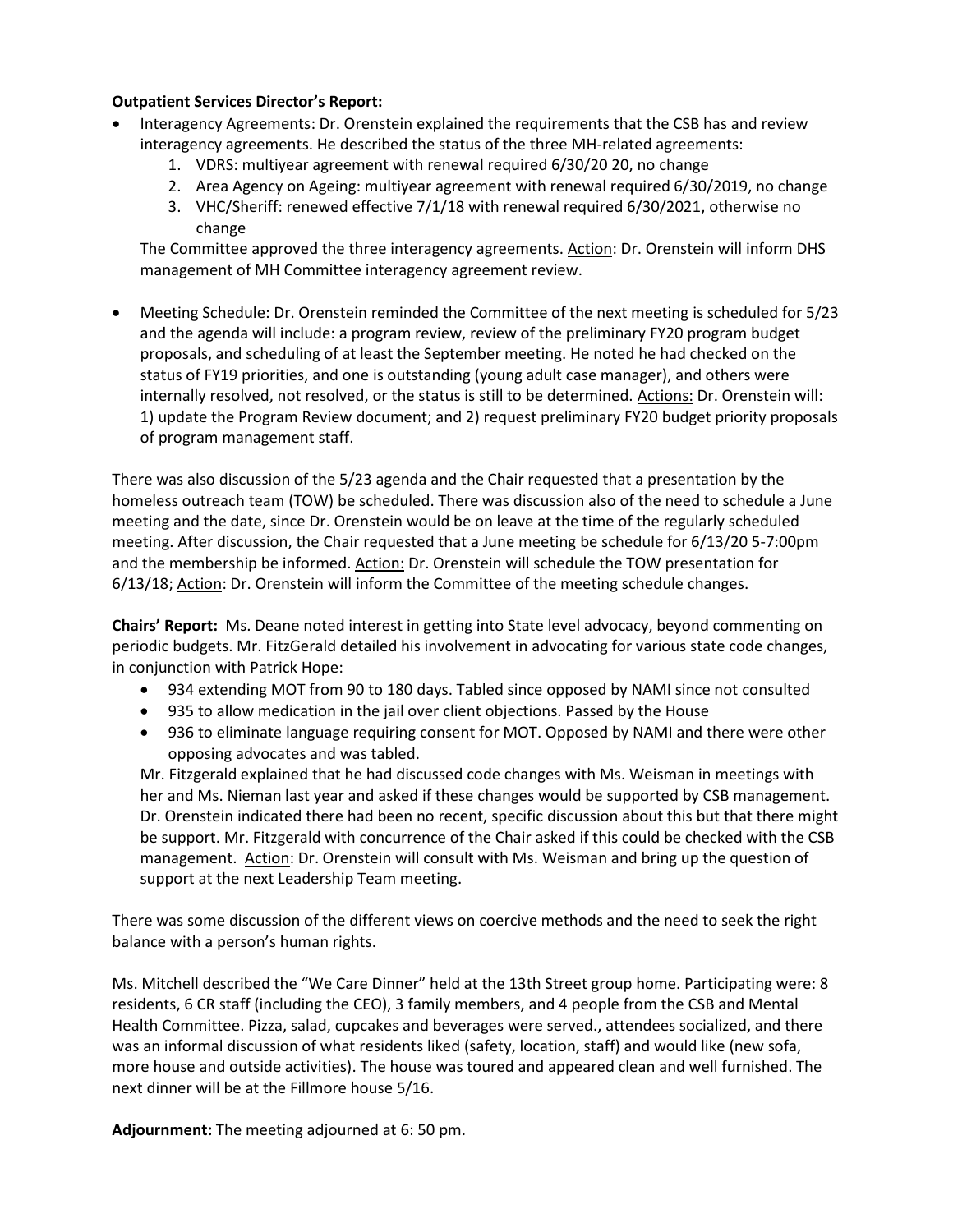**Outpatient Services Director's Report:**

- Interagency Agreements: Dr. Orenstein explained the requirements that the CSB has and review interagency agreements. He described the status of the three MH-related agreements:
  1. VDRS: multiyear agreement with renewal required 6/30/20 20, no change
  2. Area Agency on Ageing: multiyear agreement with renewal required 6/30/2019, no change
  3. VHC/Sheriff: renewed effective 7/1/18 with renewal required 6/30/2021, otherwise no change

  The Committee approved the three interagency agreements. Action: Dr. Orenstein will inform DHS management of MH Committee interagency agreement review.

- Meeting Schedule: Dr. Orenstein reminded the Committee of the next meeting is scheduled for 5/23 and the agenda will include: a program review, review of the preliminary FY20 program budget proposals, and scheduling of at least the September meeting. He noted he had checked on the status of FY19 priorities, and one is outstanding (young adult case manager), and others were internally resolved, not resolved, or the status is still to be determined. Actions: Dr. Orenstein will: 1) update the Program Review document; and 2) request preliminary FY20 budget priority proposals of program management staff.

There was also discussion of the 5/23 agenda and the Chair requested that a presentation by the homeless outreach team (TOW) be scheduled. There was discussion also of the need to schedule a June meeting and the date, since Dr. Orenstein would be on leave at the time of the regularly scheduled meeting. After discussion, the Chair requested that a June meeting be schedule for 6/13/20 5-7:00pm and the membership be informed. Action: Dr. Orenstein will schedule the TOW presentation for 6/13/18; Action: Dr. Orenstein will inform the Committee of the meeting schedule changes.

**Chairs' Report:** Ms. Deane noted interest in getting into State level advocacy, beyond commenting on periodic budgets. Mr. FitzGerald detailed his involvement in advocating for various state code changes, in conjunction with Patrick Hope:

- 934 extending MOT from 90 to 180 days. Tabled since opposed by NAMI since not consulted
- 935 to allow medication in the jail over client objections. Passed by the House
- 936 to eliminate language requiring consent for MOT. Opposed by NAMI and there were other opposing advocates and was tabled.

Mr. Fitzgerald explained that he had discussed code changes with Ms. Weisman in meetings with her and Ms. Nieman last year and asked if these changes would be supported by CSB management. Dr. Orenstein indicated there had been no recent, specific discussion about this but that there might be support. Mr. Fitzgerald with concurrence of the Chair asked if this could be checked with the CSB management. Action: Dr. Orenstein will consult with Ms. Weisman and bring up the question of support at the next Leadership Team meeting.

There was some discussion of the different views on coercive methods and the need to seek the right balance with a person's human rights.

Ms. Mitchell described the "We Care Dinner" held at the 13th Street group home. Participating were: 8 residents, 6 CR staff (including the CEO), 3 family members, and 4 people from the CSB and Mental Health Committee. Pizza, salad, cupcakes and beverages were served., attendees socialized, and there was an informal discussion of what residents liked (safety, location, staff) and would like (new sofa, more house and outside activities). The house was toured and appeared clean and well furnished. The next dinner will be at the Fillmore house 5/16.

**Adjournment:** The meeting adjourned at 6: 50 pm.